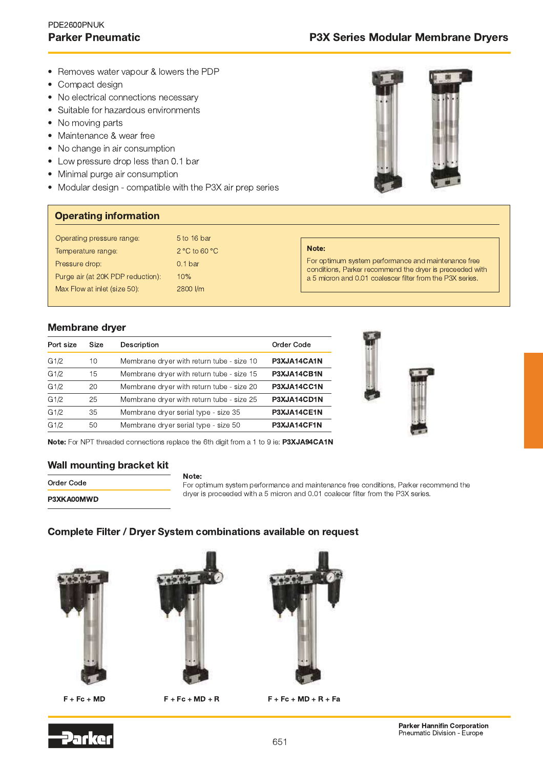PDE2600PNUK

# Parker Pneumatic — P3X Series Modular Membrane Dryers

- Removes water vapour & lowers the PDP
- Compact design
- No electrical connections necessary
- Suitable for hazardous environments
- No moving parts
- Maintenance & wear free
- No change in air consumption
- Low pressure drop less than 0.1 bar
- Minimal purge air consumption
- Modular design - compatible with the P3X air prep series

## Operating information

| | |
|---|---|
| Operating pressure range: | 5 to 16 bar |
| Temperature range: | 2 °C to 60 °C |
| Pressure drop: | 0.1 bar |
| Purge air (at 20K PDP reduction): | 10% |
| Max Flow at inlet (size 50): | 2800 l/m |

**Note:**
For optimum system performance and maintenance free conditions, Parker recommend the dryer is preceeded with a 5 micron and 0.01 coalescer filter from the P3X series.

## Membrane dryer

| Port size | Size | Description | Order Code |
|---|---|---|---|
| G1/2 | 10 | Membrane dryer with return tube - size 10 | **P3XJA14CA1N** |
| G1/2 | 15 | Membrane dryer with return tube - size 15 | **P3XJA14CB1N** |
| G1/2 | 20 | Membrane dryer with return tube - size 20 | **P3XJA14CC1N** |
| G1/2 | 25 | Membrane dryer with return tube - size 25 | **P3XJA14CD1N** |
| G1/2 | 35 | Membrane dryer serial type - size 35 | **P3XJA14CE1N** |
| G1/2 | 50 | Membrane dryer serial type - size 50 | **P3XJA14CF1N** |

**Note:** For NPT threaded connections replace the 6th digit from a 1 to 9 ie: **P3XJA94CA1N**

## Wall mounting bracket kit

| Order Code |
|---|
| **P3XKA00MWD** |

**Note:**
For optimum system performance and maintenance free conditions, Parker recommend the dryer is proceeded with a 5 micron and 0.01 coalecer filter from the P3X series.

## Complete Filter / Dryer System combinations available on request

**F + Fc + MD**

**F + Fc + MD + R**

**F + Fc + MD + R + Fa**

Parker Hannifin Corporation
Pneumatic Division - Europe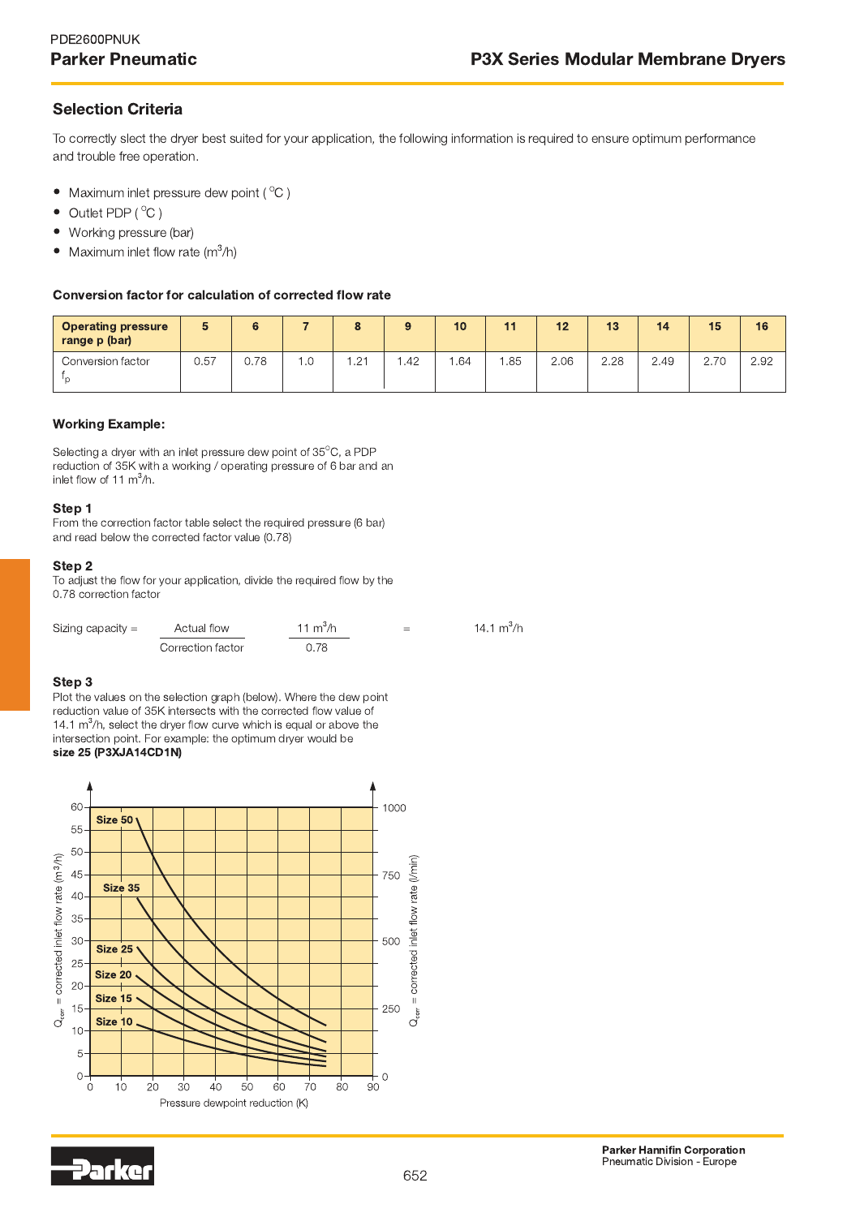## Selection Criteria

To correctly slect the dryer best suited for your application, the following information is required to ensure optimum performance and trouble free operation.

- Maximum inlet pressure dew point ( °C )
- Outlet PDP ( °C )
- Working pressure (bar)
- Maximum inlet flow rate ($m^3$/h)

### Conversion factor for calculation of corrected flow rate

| Operating pressure range p (bar) | 5 | 6 | 7 | 8 | 9 | 10 | 11 | 12 | 13 | 14 | 15 | 16 |
|---|---|---|---|---|---|---|---|---|---|---|---|---|
| Conversion factor $f_p$ | 0.57 | 0.78 | 1.0 | 1.21 | 1.42 | 1.64 | 1.85 | 2.06 | 2.28 | 2.49 | 2.70 | 2.92 |

### Working Example:

Selecting a dryer with an inlet pressure dew point of 35°C, a PDP reduction of 35K with a working / operating pressure of 6 bar and an inlet flow of 11 $m^3$/h.

**Step 1**
From the correction factor table select the required pressure (6 bar) and read below the corrected factor value (0.78)

**Step 2**
To adjust the flow for your application, divide the required flow by the 0.78 correction factor

$$\text{Sizing capacity} = \frac{\text{Actual flow}}{\text{Correction factor}} \quad \frac{11\ m^3/h}{0.78} \quad = \quad 14.1\ m^3/h$$

**Step 3**
Plot the values on the selection graph (below). Where the dew point reduction value of 35K intersects with the corrected flow value of 14.1 $m^3$/h, select the dryer flow curve which is equal or above the intersection point. For example: the optimum dryer would be **size 25 (P3XJA14CD1N)**

Size 50, Size 35, Size 25, Size 20, Size 15, Size 10

$Q_{corr}$ = corrected inlet flow rate ($m^3$/h) — 0, 5, 10, 15, 20, 25, 30, 35, 40, 45, 50, 55, 60

$Q_{corr}$ = corrected inlet flow rate (l/min) — 0, 250, 500, 750, 1000

Pressure dewpoint reduction (K) — 0, 10, 20, 30, 40, 50, 60, 70, 80, 90

Parker Hannifin Corporation
Pneumatic Division - Europe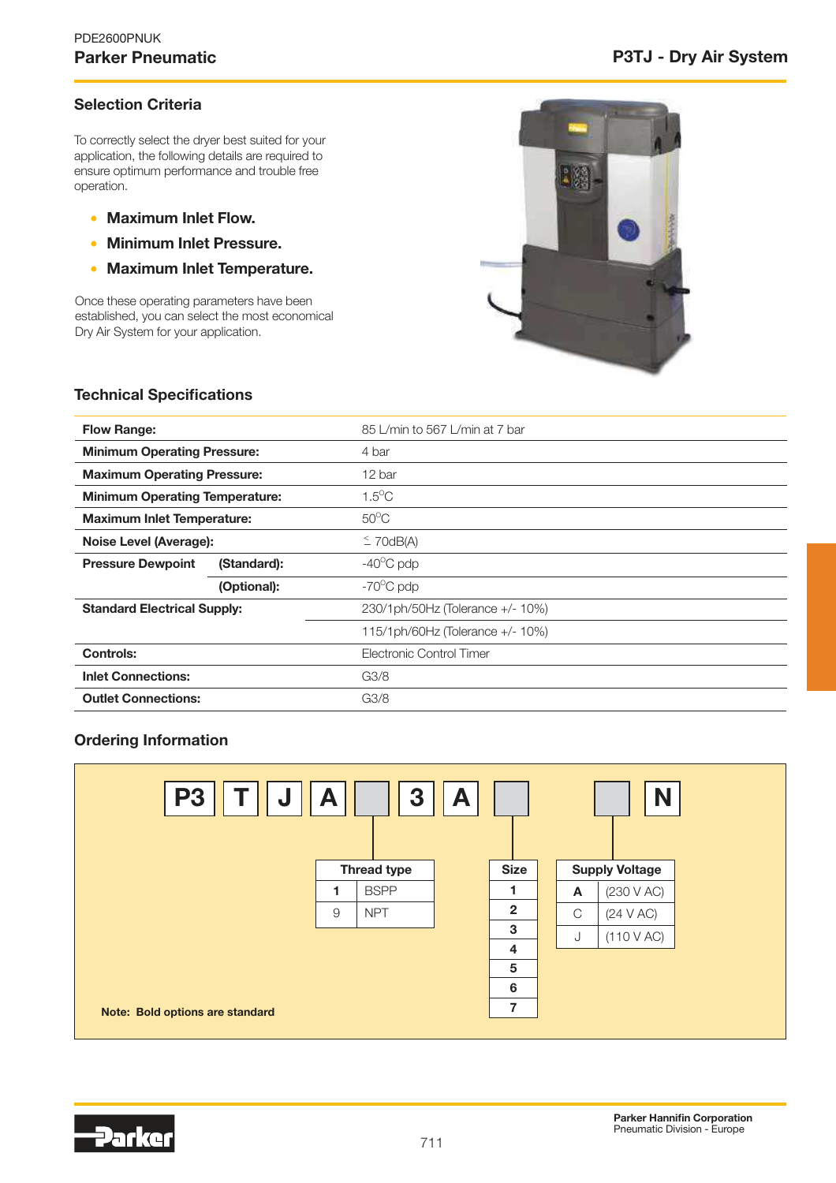## Selection Criteria

To correctly select the dryer best suited for your application, the following details are required to ensure optimum performance and trouble free operation.

- **Maximum Inlet Flow.**
- **Minimum Inlet Pressure.**
- **Maximum Inlet Temperature.**

Once these operating parameters have been established, you can select the most economical Dry Air System for your application.

## Technical Specifications

| | | |
|---|---|---|
| **Flow Range:** | | 85 L/min to 567 L/min at 7 bar |
| **Minimum Operating Pressure:** | | 4 bar |
| **Maximum Operating Pressure:** | | 12 bar |
| **Minimum Operating Temperature:** | | 1.5°C |
| **Maximum Inlet Temperature:** | | 50°C |
| **Noise Level (Average):** | | ≤ 70dB(A) |
| **Pressure Dewpoint** | **(Standard):** | -40°C pdp |
| | **(Optional):** | -70°C pdp |
| **Standard Electrical Supply:** | | 230/1ph/50Hz (Tolerance +/- 10%) |
| | | 115/1ph/60Hz (Tolerance +/- 10%) |
| **Controls:** | | Electronic Control Timer |
| **Inlet Connections:** | | G3/8 |
| **Outlet Connections:** | | G3/8 |

## Ordering Information

| P3 | T | J | A | | 3 | A | | | N |
|---|---|---|---|---|---|---|---|---|---|

| Thread type | |
|---|---|
| **1** | BSPP |
| 9 | NPT |

| Size |
|---|
| **1** |
| **2** |
| **3** |
| **4** |
| **5** |
| **6** |
| **7** |

| Supply Voltage | |
|---|---|
| **A** | (230 V AC) |
| C | (24 V AC) |
| J | (110 V AC) |

**Note: Bold options are standard**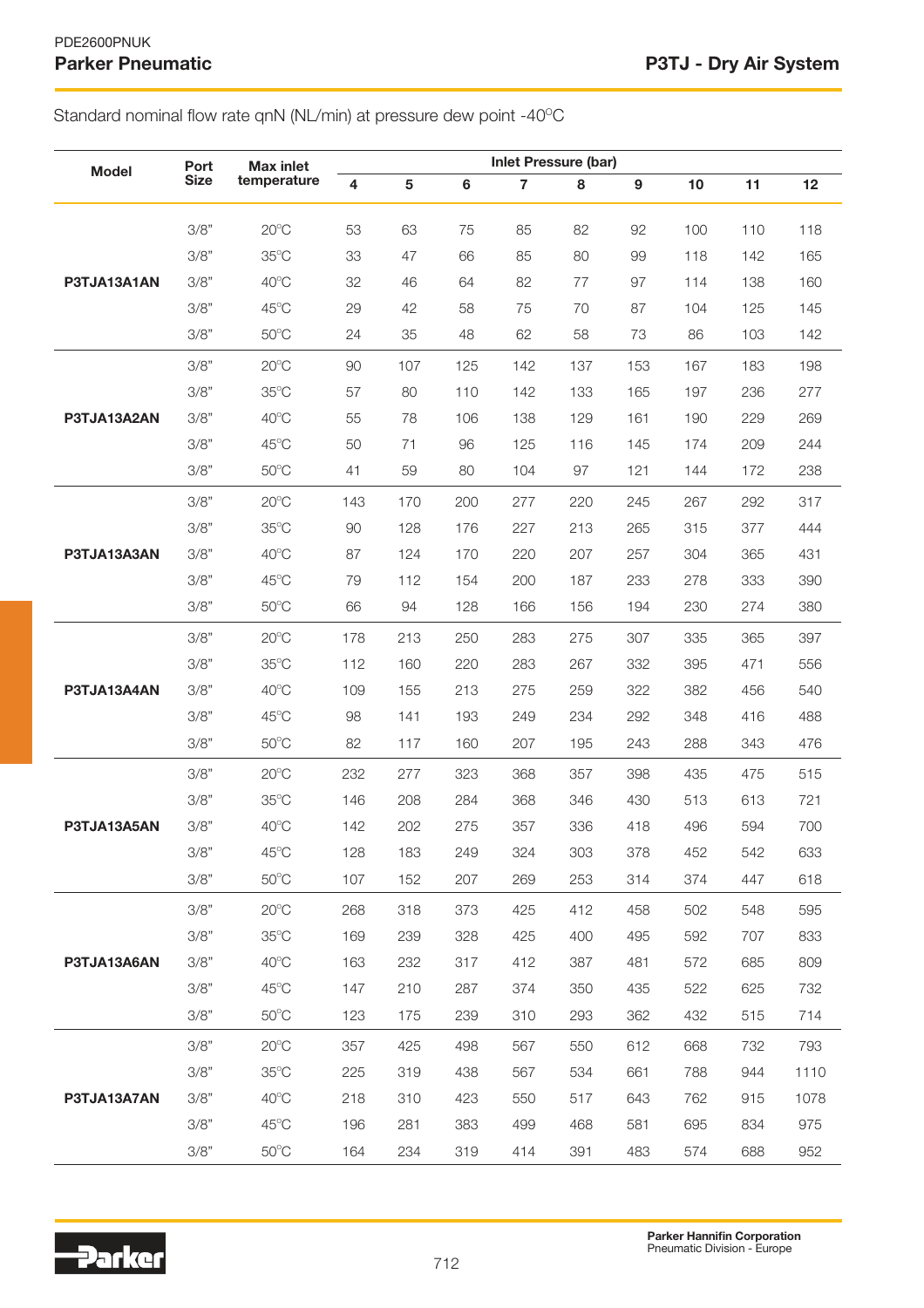Standard nominal flow rate qnN (NL/min) at pressure dew point -40°C

| Model | Port Size | Max inlet temperature | Inlet Pressure (bar) | | | | | | | | |
|---|---|---|---|---|---|---|---|---|---|---|---|
| | | | 4 | 5 | 6 | 7 | 8 | 9 | 10 | 11 | 12 |
| P3TJA13A1AN | 3/8" | 20°C | 53 | 63 | 75 | 85 | 82 | 92 | 100 | 110 | 118 |
| | 3/8" | 35°C | 33 | 47 | 66 | 85 | 80 | 99 | 118 | 142 | 165 |
| | 3/8" | 40°C | 32 | 46 | 64 | 82 | 77 | 97 | 114 | 138 | 160 |
| | 3/8" | 45°C | 29 | 42 | 58 | 75 | 70 | 87 | 104 | 125 | 145 |
| | 3/8" | 50°C | 24 | 35 | 48 | 62 | 58 | 73 | 86 | 103 | 142 |
| P3TJA13A2AN | 3/8" | 20°C | 90 | 107 | 125 | 142 | 137 | 153 | 167 | 183 | 198 |
| | 3/8" | 35°C | 57 | 80 | 110 | 142 | 133 | 165 | 197 | 236 | 277 |
| | 3/8" | 40°C | 55 | 78 | 106 | 138 | 129 | 161 | 190 | 229 | 269 |
| | 3/8" | 45°C | 50 | 71 | 96 | 125 | 116 | 145 | 174 | 209 | 244 |
| | 3/8" | 50°C | 41 | 59 | 80 | 104 | 97 | 121 | 144 | 172 | 238 |
| P3TJA13A3AN | 3/8" | 20°C | 143 | 170 | 200 | 277 | 220 | 245 | 267 | 292 | 317 |
| | 3/8" | 35°C | 90 | 128 | 176 | 227 | 213 | 265 | 315 | 377 | 444 |
| | 3/8" | 40°C | 87 | 124 | 170 | 220 | 207 | 257 | 304 | 365 | 431 |
| | 3/8" | 45°C | 79 | 112 | 154 | 200 | 187 | 233 | 278 | 333 | 390 |
| | 3/8" | 50°C | 66 | 94 | 128 | 166 | 156 | 194 | 230 | 274 | 380 |
| P3TJA13A4AN | 3/8" | 20°C | 178 | 213 | 250 | 283 | 275 | 307 | 335 | 365 | 397 |
| | 3/8" | 35°C | 112 | 160 | 220 | 283 | 267 | 332 | 395 | 471 | 556 |
| | 3/8" | 40°C | 109 | 155 | 213 | 275 | 259 | 322 | 382 | 456 | 540 |
| | 3/8" | 45°C | 98 | 141 | 193 | 249 | 234 | 292 | 348 | 416 | 488 |
| | 3/8" | 50°C | 82 | 117 | 160 | 207 | 195 | 243 | 288 | 343 | 476 |
| P3TJA13A5AN | 3/8" | 20°C | 232 | 277 | 323 | 368 | 357 | 398 | 435 | 475 | 515 |
| | 3/8" | 35°C | 146 | 208 | 284 | 368 | 346 | 430 | 513 | 613 | 721 |
| | 3/8" | 40°C | 142 | 202 | 275 | 357 | 336 | 418 | 496 | 594 | 700 |
| | 3/8" | 45°C | 128 | 183 | 249 | 324 | 303 | 378 | 452 | 542 | 633 |
| | 3/8" | 50°C | 107 | 152 | 207 | 269 | 253 | 314 | 374 | 447 | 618 |
| P3TJA13A6AN | 3/8" | 20°C | 268 | 318 | 373 | 425 | 412 | 458 | 502 | 548 | 595 |
| | 3/8" | 35°C | 169 | 239 | 328 | 425 | 400 | 495 | 592 | 707 | 833 |
| | 3/8" | 40°C | 163 | 232 | 317 | 412 | 387 | 481 | 572 | 685 | 809 |
| | 3/8" | 45°C | 147 | 210 | 287 | 374 | 350 | 435 | 522 | 625 | 732 |
| | 3/8" | 50°C | 123 | 175 | 239 | 310 | 293 | 362 | 432 | 515 | 714 |
| P3TJA13A7AN | 3/8" | 20°C | 357 | 425 | 498 | 567 | 550 | 612 | 668 | 732 | 793 |
| | 3/8" | 35°C | 225 | 319 | 438 | 567 | 534 | 661 | 788 | 944 | 1110 |
| | 3/8" | 40°C | 218 | 310 | 423 | 550 | 517 | 643 | 762 | 915 | 1078 |
| | 3/8" | 45°C | 196 | 281 | 383 | 499 | 468 | 581 | 695 | 834 | 975 |
| | 3/8" | 50°C | 164 | 234 | 319 | 414 | 391 | 483 | 574 | 688 | 952 |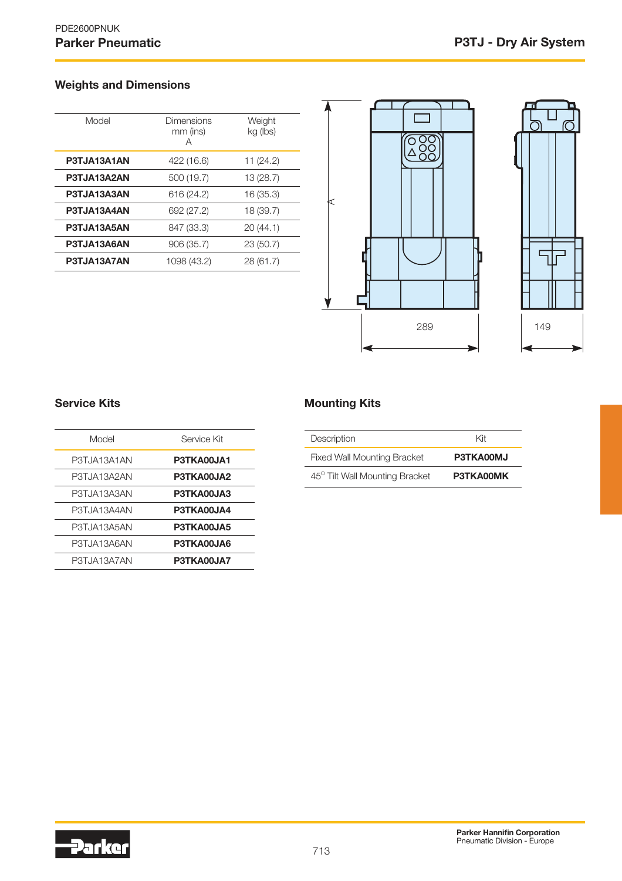## Weights and Dimensions

| Model | Dimensions mm (ins) A | Weight kg (lbs) |
|---|---|---|
| **P3TJA13A1AN** | 422 (16.6) | 11 (24.2) |
| **P3TJA13A2AN** | 500 (19.7) | 13 (28.7) |
| **P3TJA13A3AN** | 616 (24.2) | 16 (35.3) |
| **P3TJA13A4AN** | 692 (27.2) | 18 (39.7) |
| **P3TJA13A5AN** | 847 (33.3) | 20 (44.1) |
| **P3TJA13A6AN** | 906 (35.7) | 23 (50.7) |
| **P3TJA13A7AN** | 1098 (43.2) | 28 (61.7) |

A

289

149

## Service Kits

| Model | Service Kit |
|---|---|
| P3TJA13A1AN | **P3TKA00JA1** |
| P3TJA13A2AN | **P3TKA00JA2** |
| P3TJA13A3AN | **P3TKA00JA3** |
| P3TJA13A4AN | **P3TKA00JA4** |
| P3TJA13A5AN | **P3TKA00JA5** |
| P3TJA13A6AN | **P3TKA00JA6** |
| P3TJA13A7AN | **P3TKA00JA7** |

## Mounting Kits

| Description | Kit |
|---|---|
| Fixed Wall Mounting Bracket | **P3TKA00MJ** |
| 45° Tilt Wall Mounting Bracket | **P3TKA00MK** |